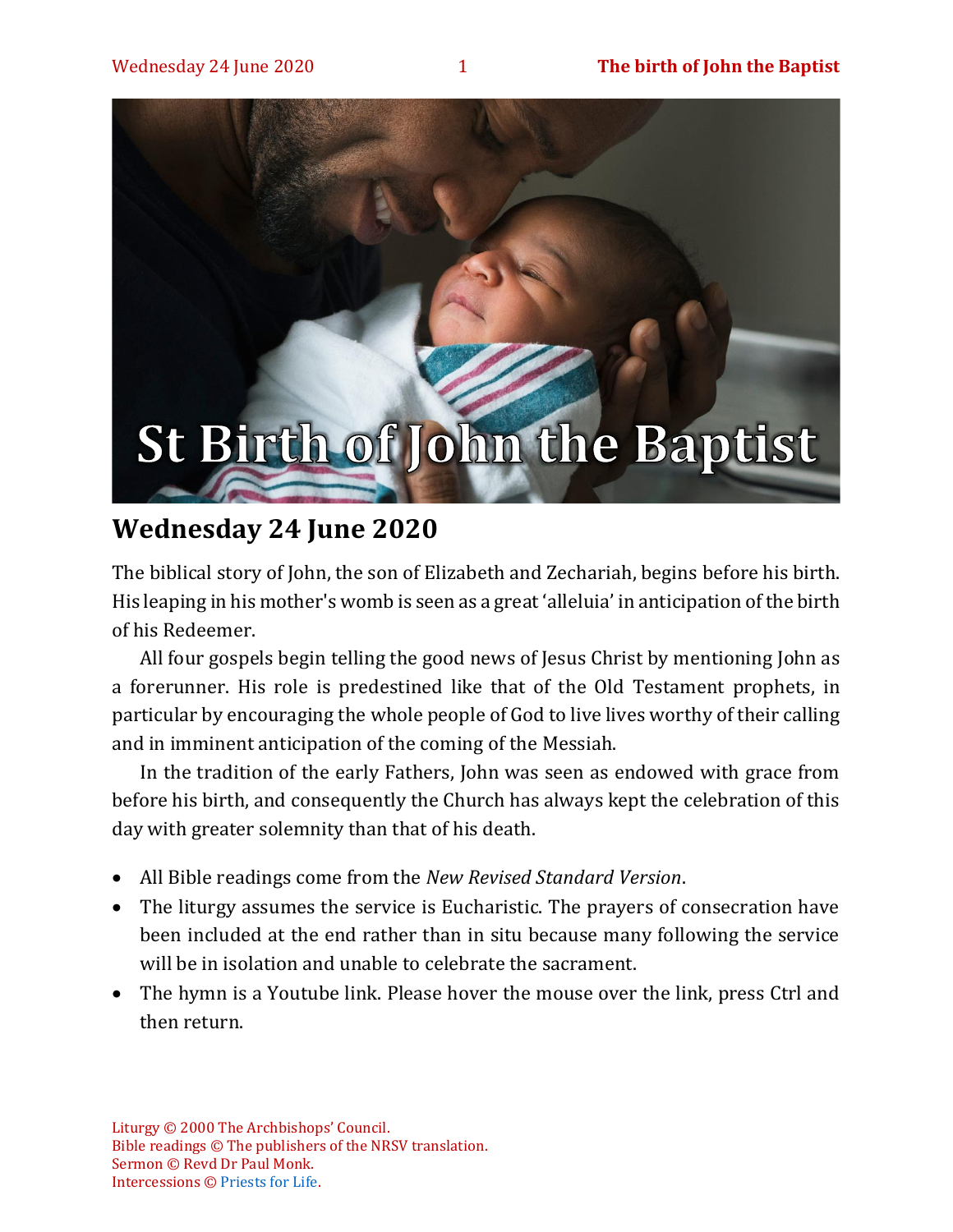# St Birth of John the Baptist

## Wednesday 24 June 2020

The biblical story of John, the son of Elizabeth and Zechariah, begins before his birth. His leaping in his mother's womb is seen as a great 'alleluia' in anticipation of the birth of his Redeemer.

All four gospels begin telling the good news of Jesus Christ by mentioning John as a forerunner. His role is predestined like that of the Old Testament prophets, in particular by encouraging the whole people of God to live lives worthy of their calling and in imminent anticipation of the coming of the Messiah.

In the tradition of the early Fathers, John was seen as endowed with grace from before his birth, and consequently the Church has always kept the celebration of this day with greater solemnity than that of his death.

- All Bible readings come from the *New Revised Standard Version*.
- The liturgy assumes the service is Eucharistic. The prayers of consecration have been included at the end rather than in situ because many following the service will be in isolation and unable to celebrate the sacrament.
- The hymn is a Youtube link. Please hover the mouse over the link, press Ctrl and then return.

Liturgy © 2000 The Archbishops' Council.
Bible readings © The publishers of the NRSV translation.
Sermon © Revd Dr Paul Monk.
Intercessions © Priests for Life.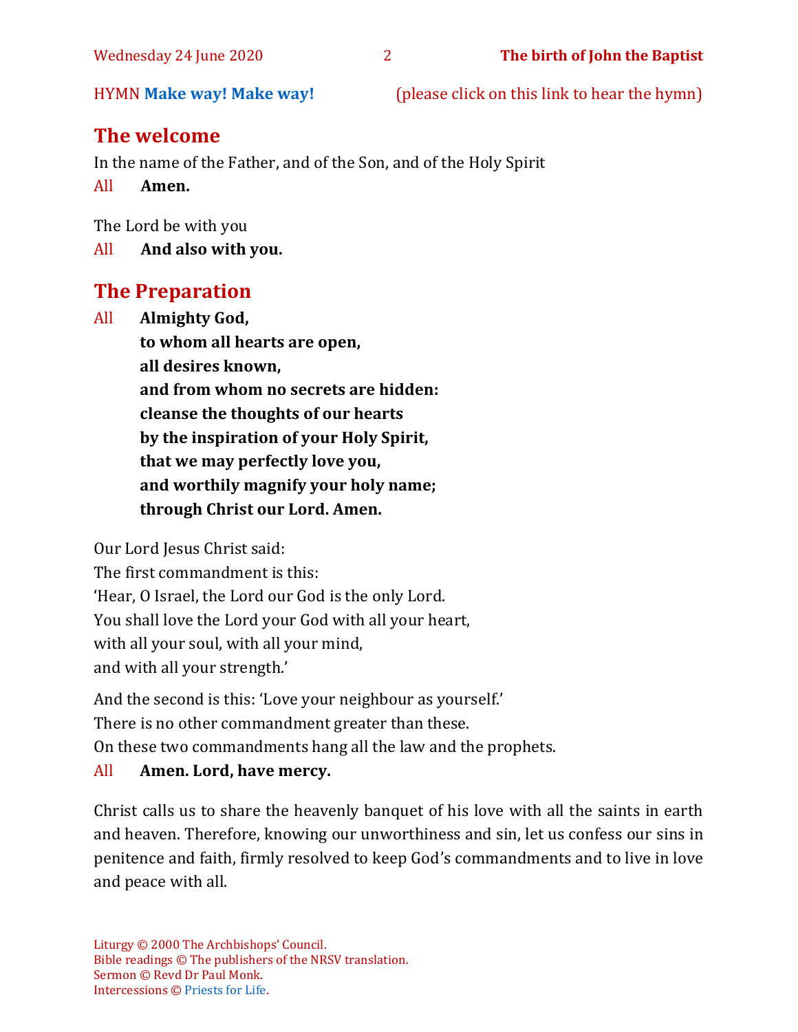HYMN **Make way! Make way!** (please click on this link to hear the hymn)

## The welcome

In the name of the Father, and of the Son, and of the Holy Spirit

All **Amen.**

The Lord be with you

All **And also with you.**

## The Preparation

All **Almighty God,**
**to whom all hearts are open,**
**all desires known,**
**and from whom no secrets are hidden:**
**cleanse the thoughts of our hearts**
**by the inspiration of your Holy Spirit,**
**that we may perfectly love you,**
**and worthily magnify your holy name;**
**through Christ our Lord. Amen.**

Our Lord Jesus Christ said:
The first commandment is this:
'Hear, O Israel, the Lord our God is the only Lord.
You shall love the Lord your God with all your heart,
with all your soul, with all your mind,
and with all your strength.'

And the second is this: 'Love your neighbour as yourself.'
There is no other commandment greater than these.
On these two commandments hang all the law and the prophets.

All **Amen. Lord, have mercy.**

Christ calls us to share the heavenly banquet of his love with all the saints in earth and heaven. Therefore, knowing our unworthiness and sin, let us confess our sins in penitence and faith, firmly resolved to keep God's commandments and to live in love and peace with all.

Liturgy © 2000 The Archbishops' Council.
Bible readings © The publishers of the NRSV translation.
Sermon © Revd Dr Paul Monk.
Intercessions © Priests for Life.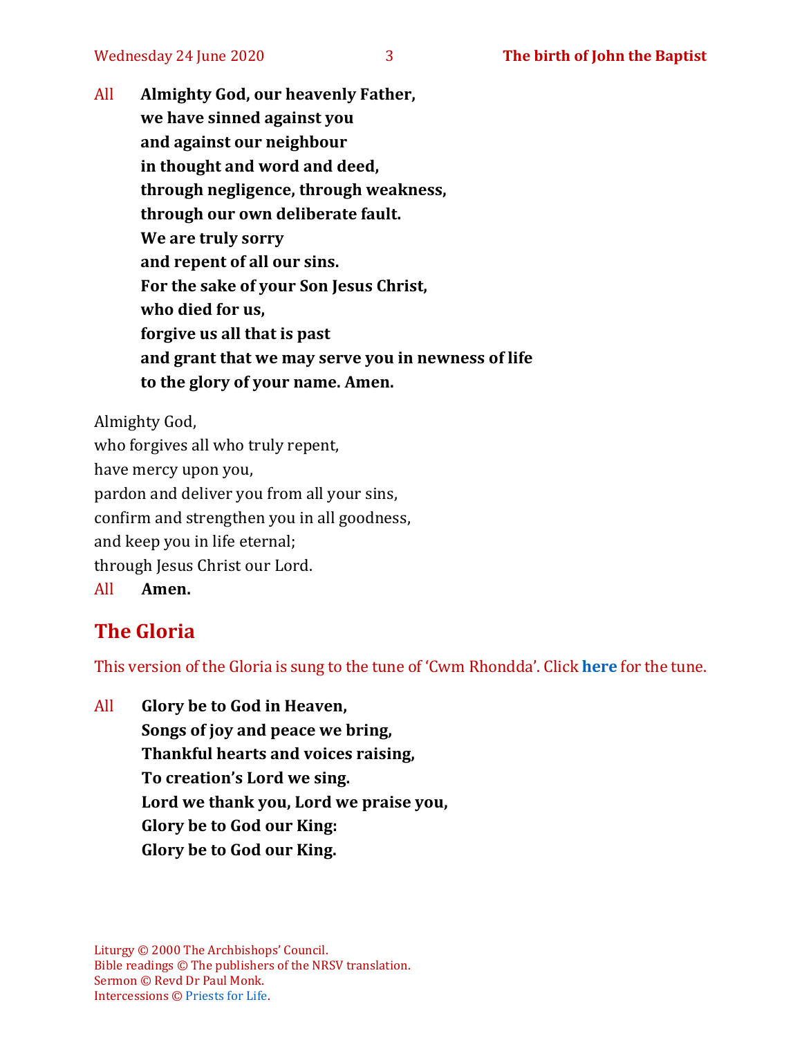All **Almighty God, our heavenly Father,**
**we have sinned against you**
**and against our neighbour**
**in thought and word and deed,**
**through negligence, through weakness,**
**through our own deliberate fault.**
**We are truly sorry**
**and repent of all our sins.**
**For the sake of your Son Jesus Christ,**
**who died for us,**
**forgive us all that is past**
**and grant that we may serve you in newness of life**
**to the glory of your name. Amen.**

Almighty God,
who forgives all who truly repent,
have mercy upon you,
pardon and deliver you from all your sins,
confirm and strengthen you in all goodness,
and keep you in life eternal;
through Jesus Christ our Lord.

All **Amen.**

## The Gloria

This version of the Gloria is sung to the tune of 'Cwm Rhondda'. Click **here** for the tune.

All **Glory be to God in Heaven,**
**Songs of joy and peace we bring,**
**Thankful hearts and voices raising,**
**To creation's Lord we sing.**
**Lord we thank you, Lord we praise you,**
**Glory be to God our King:**
**Glory be to God our King.**

Liturgy © 2000 The Archbishops' Council.
Bible readings © The publishers of the NRSV translation.
Sermon © Revd Dr Paul Monk.
Intercessions © Priests for Life.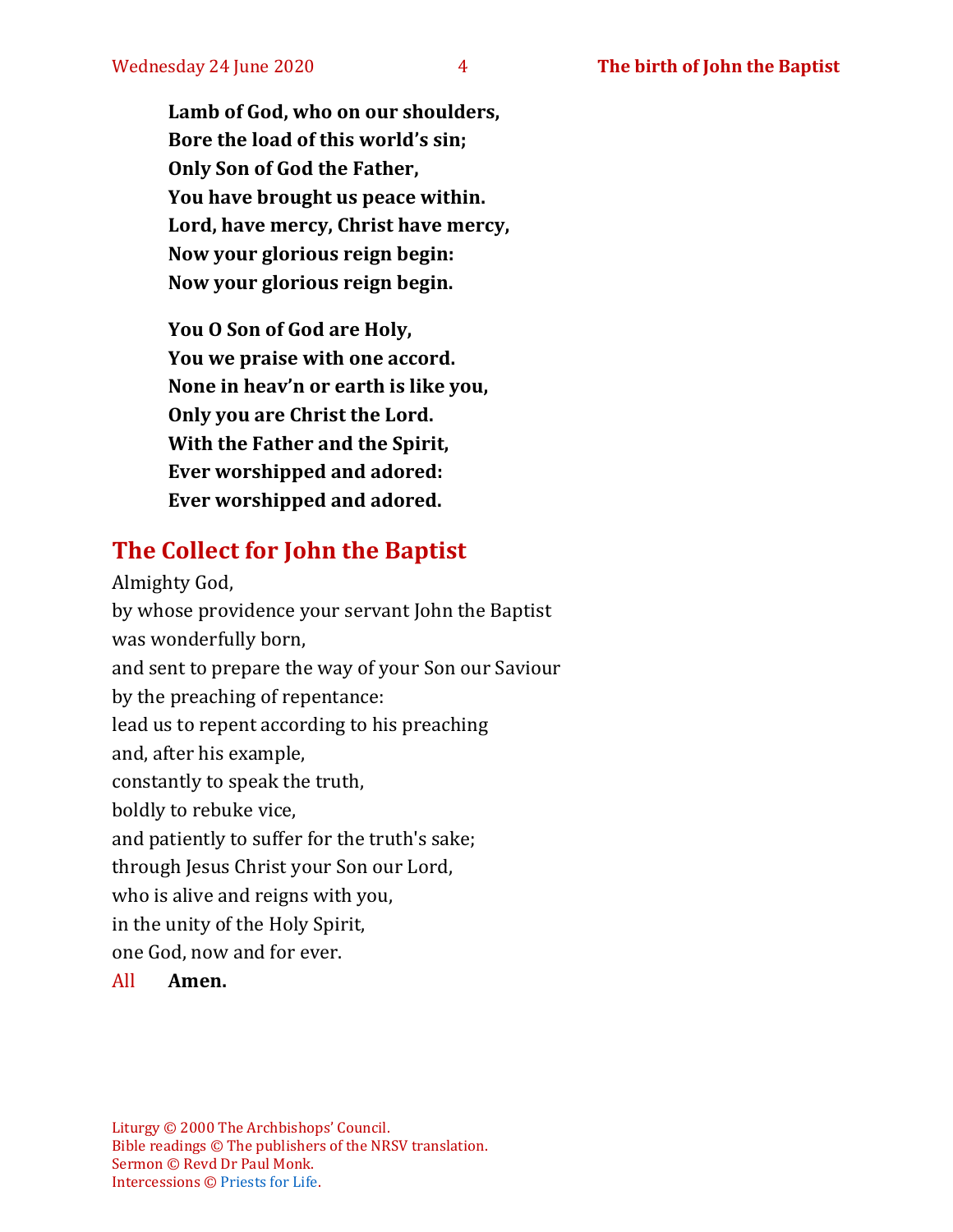**Lamb of God, who on our shoulders,**
**Bore the load of this world's sin;**
**Only Son of God the Father,**
**You have brought us peace within.**
**Lord, have mercy, Christ have mercy,**
**Now your glorious reign begin:**
**Now your glorious reign begin.**

**You O Son of God are Holy,**
**You we praise with one accord.**
**None in heav'n or earth is like you,**
**Only you are Christ the Lord.**
**With the Father and the Spirit,**
**Ever worshipped and adored:**
**Ever worshipped and adored.**

## The Collect for John the Baptist

Almighty God,
by whose providence your servant John the Baptist
was wonderfully born,
and sent to prepare the way of your Son our Saviour
by the preaching of repentance:
lead us to repent according to his preaching
and, after his example,
constantly to speak the truth,
boldly to rebuke vice,
and patiently to suffer for the truth's sake;
through Jesus Christ your Son our Lord,
who is alive and reigns with you,
in the unity of the Holy Spirit,
one God, now and for ever.

All **Amen.**

Liturgy © 2000 The Archbishops' Council.
Bible readings © The publishers of the NRSV translation.
Sermon © Revd Dr Paul Monk.
Intercessions © Priests for Life.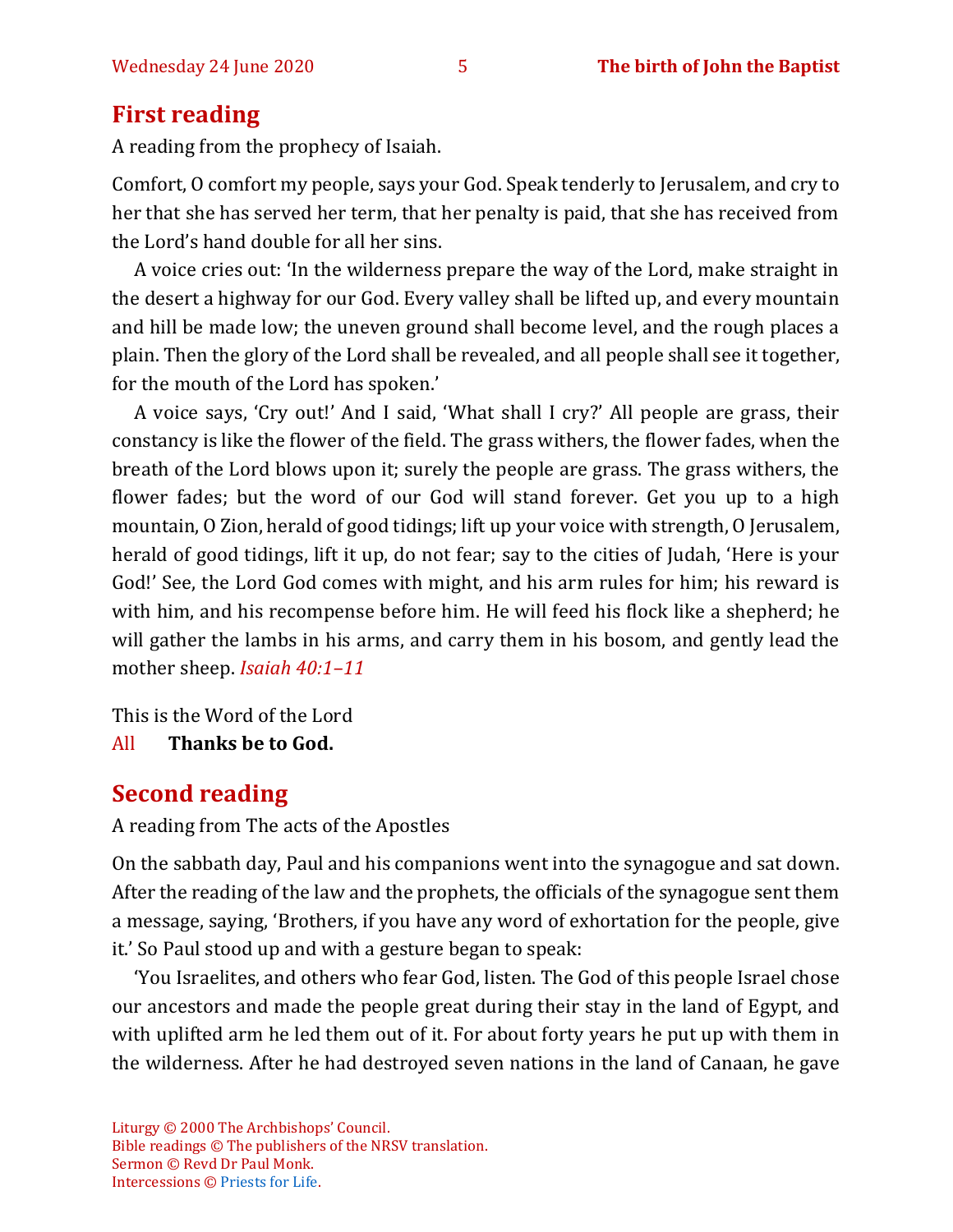## First reading

A reading from the prophecy of Isaiah.

Comfort, O comfort my people, says your God. Speak tenderly to Jerusalem, and cry to her that she has served her term, that her penalty is paid, that she has received from the Lord's hand double for all her sins.

A voice cries out: 'In the wilderness prepare the way of the Lord, make straight in the desert a highway for our God. Every valley shall be lifted up, and every mountain and hill be made low; the uneven ground shall become level, and the rough places a plain. Then the glory of the Lord shall be revealed, and all people shall see it together, for the mouth of the Lord has spoken.'

A voice says, 'Cry out!' And I said, 'What shall I cry?' All people are grass, their constancy is like the flower of the field. The grass withers, the flower fades, when the breath of the Lord blows upon it; surely the people are grass. The grass withers, the flower fades; but the word of our God will stand forever. Get you up to a high mountain, O Zion, herald of good tidings; lift up your voice with strength, O Jerusalem, herald of good tidings, lift it up, do not fear; say to the cities of Judah, 'Here is your God!' See, the Lord God comes with might, and his arm rules for him; his reward is with him, and his recompense before him. He will feed his flock like a shepherd; he will gather the lambs in his arms, and carry them in his bosom, and gently lead the mother sheep. *Isaiah 40:1–11*

This is the Word of the Lord
All **Thanks be to God.**

## Second reading

A reading from The acts of the Apostles

On the sabbath day, Paul and his companions went into the synagogue and sat down. After the reading of the law and the prophets, the officials of the synagogue sent them a message, saying, 'Brothers, if you have any word of exhortation for the people, give it.' So Paul stood up and with a gesture began to speak:

'You Israelites, and others who fear God, listen. The God of this people Israel chose our ancestors and made the people great during their stay in the land of Egypt, and with uplifted arm he led them out of it. For about forty years he put up with them in the wilderness. After he had destroyed seven nations in the land of Canaan, he gave

Liturgy © 2000 The Archbishops' Council.
Bible readings © The publishers of the NRSV translation.
Sermon © Revd Dr Paul Monk.
Intercessions © Priests for Life.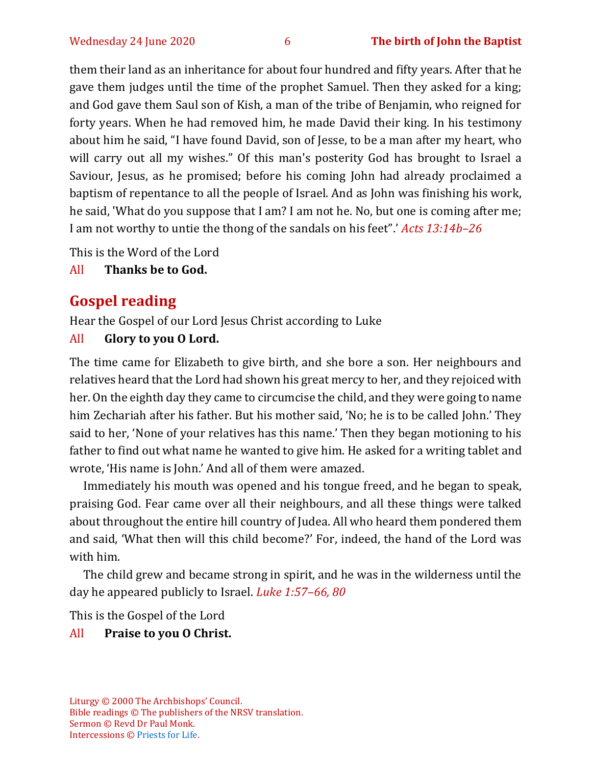them their land as an inheritance for about four hundred and fifty years. After that he gave them judges until the time of the prophet Samuel. Then they asked for a king; and God gave them Saul son of Kish, a man of the tribe of Benjamin, who reigned for forty years. When he had removed him, he made David their king. In his testimony about him he said, "I have found David, son of Jesse, to be a man after my heart, who will carry out all my wishes." Of this man's posterity God has brought to Israel a Saviour, Jesus, as he promised; before his coming John had already proclaimed a baptism of repentance to all the people of Israel. And as John was finishing his work, he said, 'What do you suppose that I am? I am not he. No, but one is coming after me; I am not worthy to untie the thong of the sandals on his feet".' *Acts 13:14b–26*

This is the Word of the Lord

All **Thanks be to God.**

## Gospel reading

Hear the Gospel of our Lord Jesus Christ according to Luke

All **Glory to you O Lord.**

The time came for Elizabeth to give birth, and she bore a son. Her neighbours and relatives heard that the Lord had shown his great mercy to her, and they rejoiced with her. On the eighth day they came to circumcise the child, and they were going to name him Zechariah after his father. But his mother said, 'No; he is to be called John.' They said to her, 'None of your relatives has this name.' Then they began motioning to his father to find out what name he wanted to give him. He asked for a writing tablet and wrote, 'His name is John.' And all of them were amazed.

Immediately his mouth was opened and his tongue freed, and he began to speak, praising God. Fear came over all their neighbours, and all these things were talked about throughout the entire hill country of Judea. All who heard them pondered them and said, 'What then will this child become?' For, indeed, the hand of the Lord was with him.

The child grew and became strong in spirit, and he was in the wilderness until the day he appeared publicly to Israel. *Luke 1:57–66, 80*

This is the Gospel of the Lord

All **Praise to you O Christ.**

Liturgy © 2000 The Archbishops' Council.
Bible readings © The publishers of the NRSV translation.
Sermon © Revd Dr Paul Monk.
Intercessions © Priests for Life.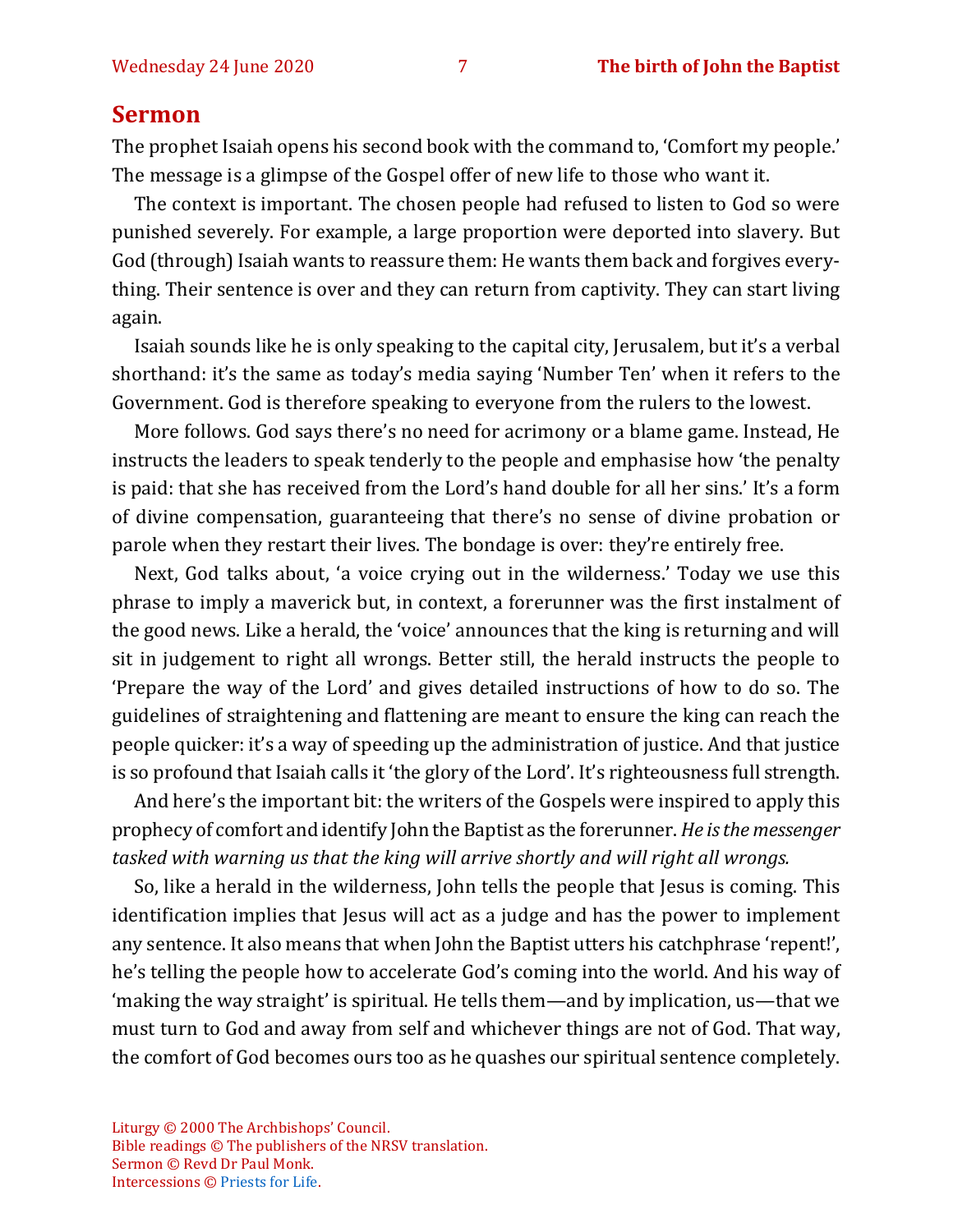## Sermon

The prophet Isaiah opens his second book with the command to, 'Comfort my people.' The message is a glimpse of the Gospel offer of new life to those who want it.

The context is important. The chosen people had refused to listen to God so were punished severely. For example, a large proportion were deported into slavery. But God (through) Isaiah wants to reassure them: He wants them back and forgives everything. Their sentence is over and they can return from captivity. They can start living again.

Isaiah sounds like he is only speaking to the capital city, Jerusalem, but it's a verbal shorthand: it's the same as today's media saying 'Number Ten' when it refers to the Government. God is therefore speaking to everyone from the rulers to the lowest.

More follows. God says there's no need for acrimony or a blame game. Instead, He instructs the leaders to speak tenderly to the people and emphasise how 'the penalty is paid: that she has received from the Lord's hand double for all her sins.' It's a form of divine compensation, guaranteeing that there's no sense of divine probation or parole when they restart their lives. The bondage is over: they're entirely free.

Next, God talks about, 'a voice crying out in the wilderness.' Today we use this phrase to imply a maverick but, in context, a forerunner was the first instalment of the good news. Like a herald, the 'voice' announces that the king is returning and will sit in judgement to right all wrongs. Better still, the herald instructs the people to 'Prepare the way of the Lord' and gives detailed instructions of how to do so. The guidelines of straightening and flattening are meant to ensure the king can reach the people quicker: it's a way of speeding up the administration of justice. And that justice is so profound that Isaiah calls it 'the glory of the Lord'. It's righteousness full strength.

And here's the important bit: the writers of the Gospels were inspired to apply this prophecy of comfort and identify John the Baptist as the forerunner. *He is the messenger tasked with warning us that the king will arrive shortly and will right all wrongs.*

So, like a herald in the wilderness, John tells the people that Jesus is coming. This identification implies that Jesus will act as a judge and has the power to implement any sentence. It also means that when John the Baptist utters his catchphrase 'repent!', he's telling the people how to accelerate God's coming into the world. And his way of 'making the way straight' is spiritual. He tells them—and by implication, us—that we must turn to God and away from self and whichever things are not of God. That way, the comfort of God becomes ours too as he quashes our spiritual sentence completely.

Liturgy © 2000 The Archbishops' Council.
Bible readings © The publishers of the NRSV translation.
Sermon © Revd Dr Paul Monk.
Intercessions © Priests for Life.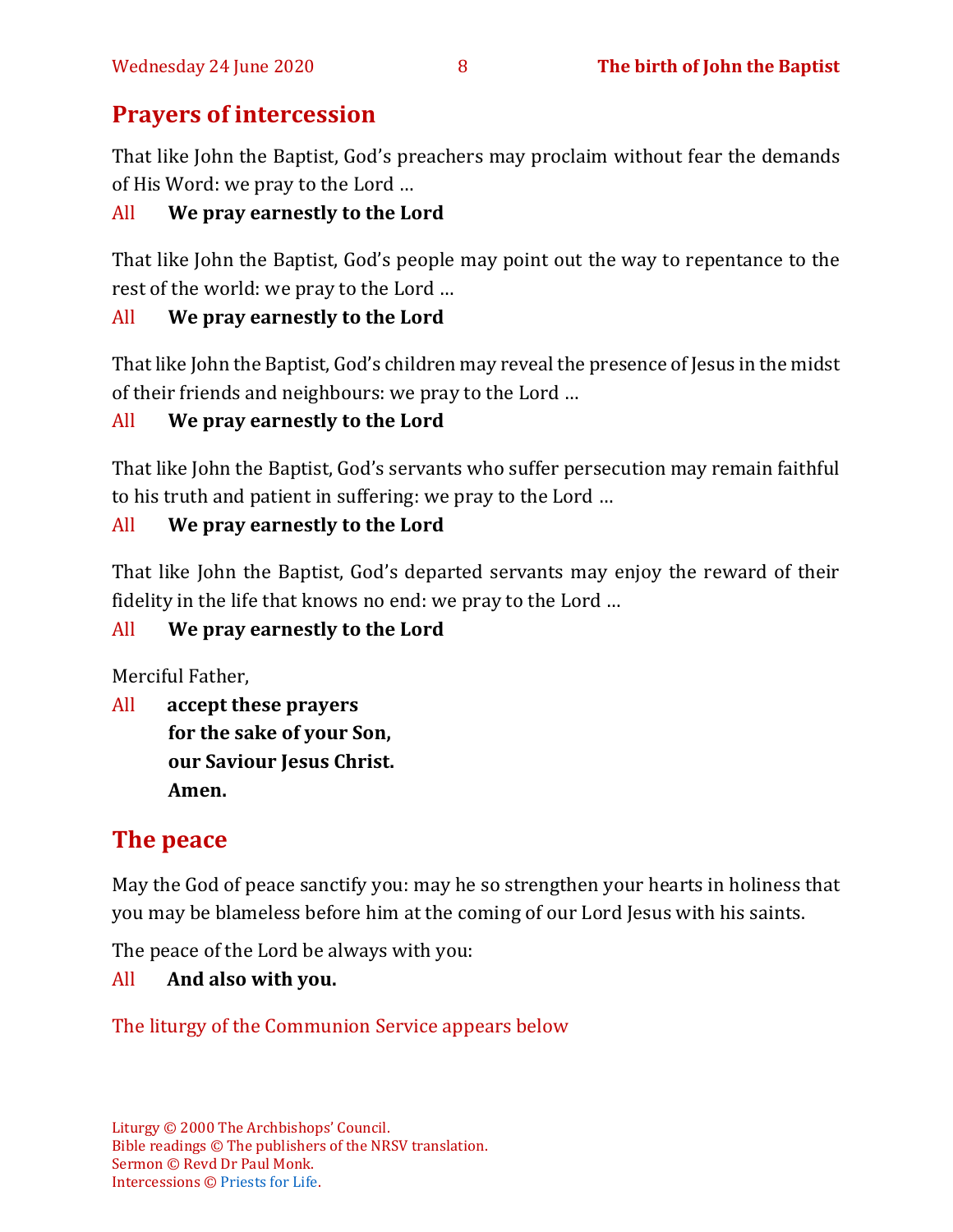## Prayers of intercession

That like John the Baptist, God's preachers may proclaim without fear the demands of His Word: we pray to the Lord …

All **We pray earnestly to the Lord**

That like John the Baptist, God's people may point out the way to repentance to the rest of the world: we pray to the Lord …

All **We pray earnestly to the Lord**

That like John the Baptist, God's children may reveal the presence of Jesus in the midst of their friends and neighbours: we pray to the Lord …

All **We pray earnestly to the Lord**

That like John the Baptist, God's servants who suffer persecution may remain faithful to his truth and patient in suffering: we pray to the Lord …

All **We pray earnestly to the Lord**

That like John the Baptist, God's departed servants may enjoy the reward of their fidelity in the life that knows no end: we pray to the Lord …

All **We pray earnestly to the Lord**

Merciful Father,

All **accept these prayers**
**for the sake of your Son,**
**our Saviour Jesus Christ.**
**Amen.**

## The peace

May the God of peace sanctify you: may he so strengthen your hearts in holiness that you may be blameless before him at the coming of our Lord Jesus with his saints.

The peace of the Lord be always with you:

All **And also with you.**

The liturgy of the Communion Service appears below

Liturgy © 2000 The Archbishops' Council.
Bible readings © The publishers of the NRSV translation.
Sermon © Revd Dr Paul Monk.
Intercessions © Priests for Life.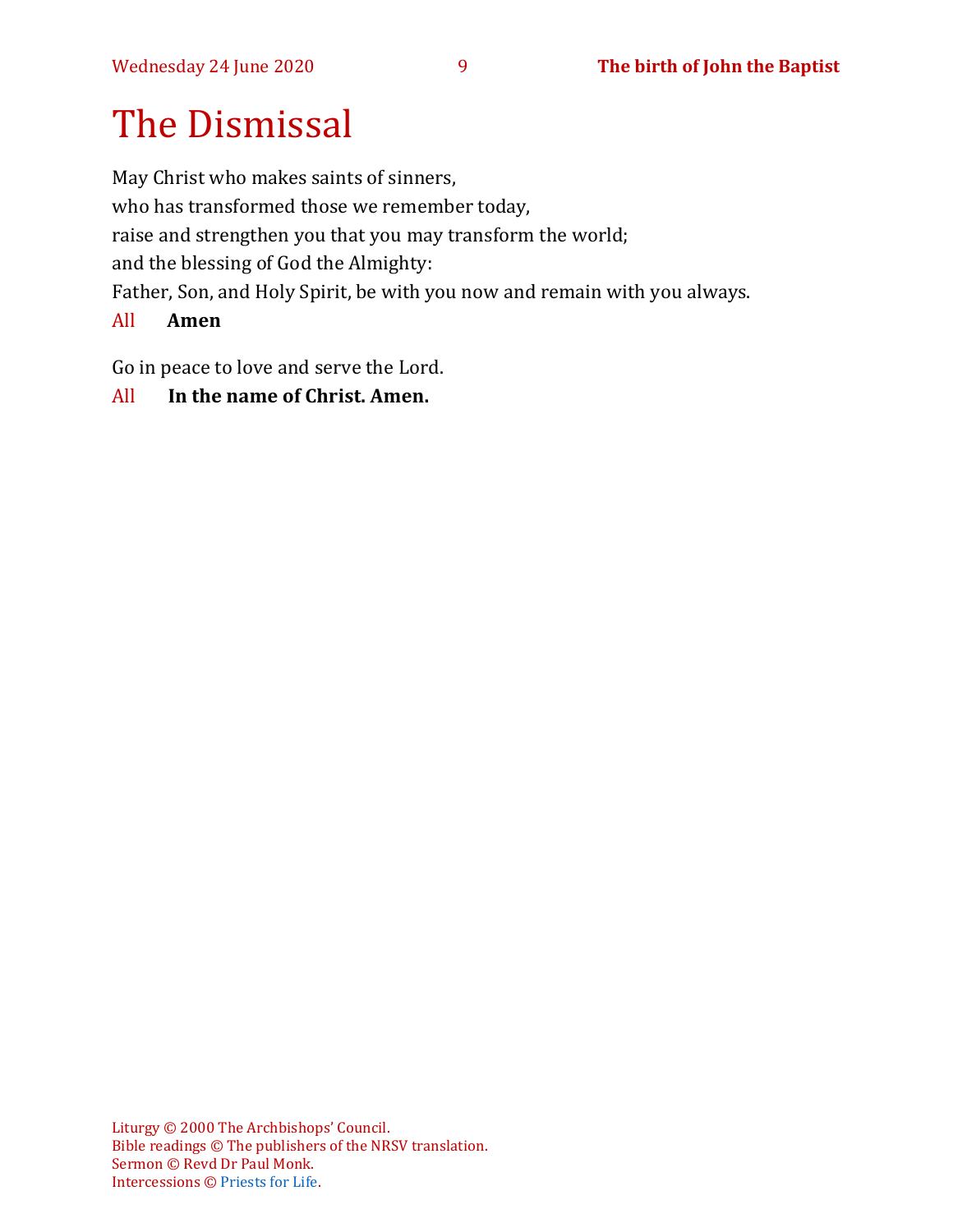# The Dismissal

May Christ who makes saints of sinners,  
who has transformed those we remember today,  
raise and strengthen you that you may transform the world;  
and the blessing of God the Almighty:  
Father, Son, and Holy Spirit, be with you now and remain with you always.

All **Amen**

Go in peace to love and serve the Lord.

All **In the name of Christ. Amen.**

Liturgy © 2000 The Archbishops' Council.  
Bible readings © The publishers of the NRSV translation.  
Sermon © Revd Dr Paul Monk.  
Intercessions © Priests for Life.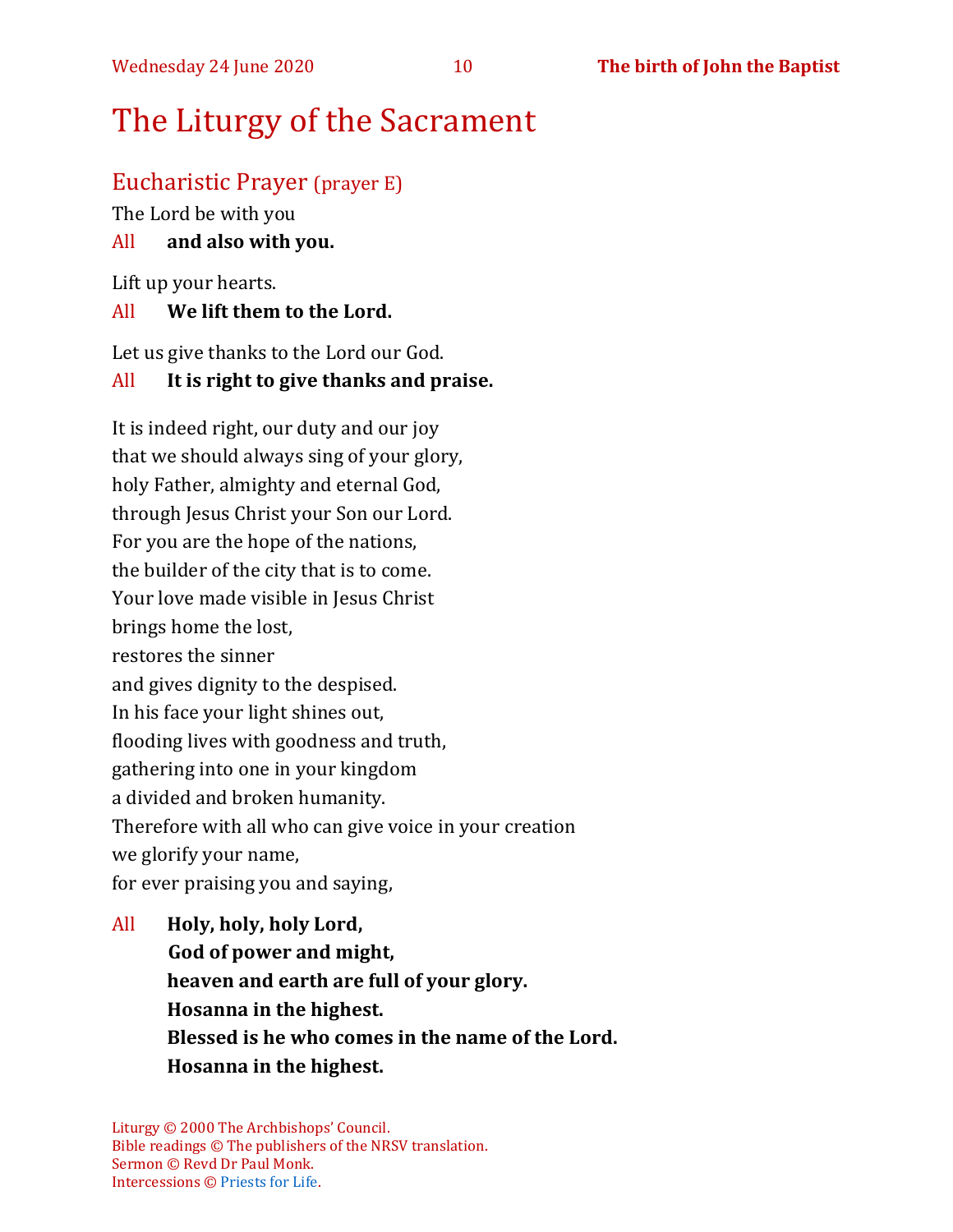# The Liturgy of the Sacrament

## Eucharistic Prayer (prayer E)

The Lord be with you

All **and also with you.**

Lift up your hearts.

All **We lift them to the Lord.**

Let us give thanks to the Lord our God.

All **It is right to give thanks and praise.**

It is indeed right, our duty and our joy
that we should always sing of your glory,
holy Father, almighty and eternal God,
through Jesus Christ your Son our Lord.
For you are the hope of the nations,
the builder of the city that is to come.
Your love made visible in Jesus Christ
brings home the lost,
restores the sinner
and gives dignity to the despised.
In his face your light shines out,
flooding lives with goodness and truth,
gathering into one in your kingdom
a divided and broken humanity.
Therefore with all who can give voice in your creation
we glorify your name,
for ever praising you and saying,

All **Holy, holy, holy Lord,**
**God of power and might,**
**heaven and earth are full of your glory.**
**Hosanna in the highest.**
**Blessed is he who comes in the name of the Lord.**
**Hosanna in the highest.**

Liturgy © 2000 The Archbishops' Council.
Bible readings © The publishers of the NRSV translation.
Sermon © Revd Dr Paul Monk.
Intercessions © Priests for Life.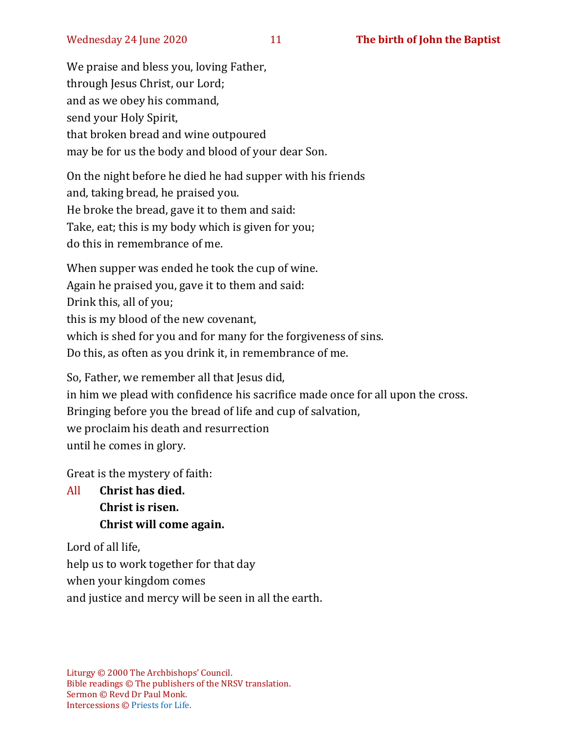We praise and bless you, loving Father,
through Jesus Christ, our Lord;
and as we obey his command,
send your Holy Spirit,
that broken bread and wine outpoured
may be for us the body and blood of your dear Son.

On the night before he died he had supper with his friends
and, taking bread, he praised you.
He broke the bread, gave it to them and said:
Take, eat; this is my body which is given for you;
do this in remembrance of me.

When supper was ended he took the cup of wine.
Again he praised you, gave it to them and said:
Drink this, all of you;
this is my blood of the new covenant,
which is shed for you and for many for the forgiveness of sins.
Do this, as often as you drink it, in remembrance of me.

So, Father, we remember all that Jesus did,
in him we plead with confidence his sacrifice made once for all upon the cross.
Bringing before you the bread of life and cup of salvation,
we proclaim his death and resurrection
until he comes in glory.

Great is the mystery of faith:

All **Christ has died.**
**Christ is risen.**
**Christ will come again.**

Lord of all life,
help us to work together for that day
when your kingdom comes
and justice and mercy will be seen in all the earth.

Liturgy © 2000 The Archbishops' Council.
Bible readings © The publishers of the NRSV translation.
Sermon © Revd Dr Paul Monk.
Intercessions © Priests for Life.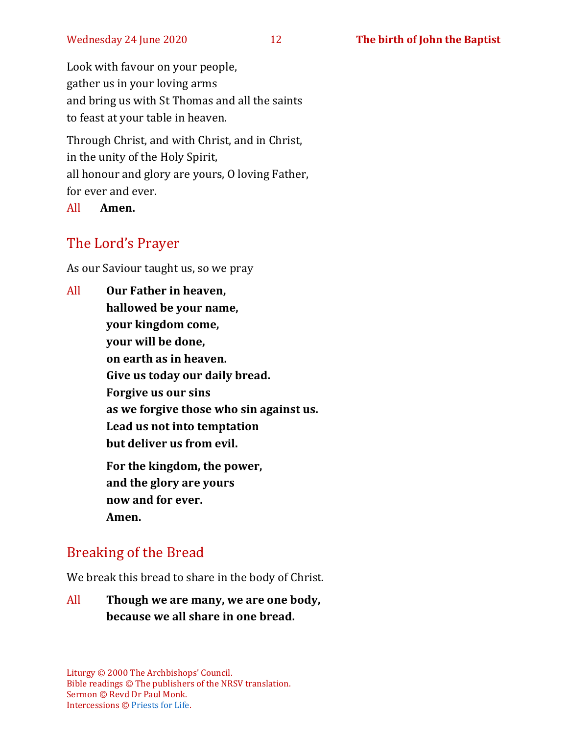Look with favour on your people,
gather us in your loving arms
and bring us with St Thomas and all the saints
to feast at your table in heaven.

Through Christ, and with Christ, and in Christ,
in the unity of the Holy Spirit,
all honour and glory are yours, O loving Father,
for ever and ever.

All **Amen.**

## The Lord's Prayer

As our Saviour taught us, so we pray

All **Our Father in heaven,**
**hallowed be your name,**
**your kingdom come,**
**your will be done,**
**on earth as in heaven.**
**Give us today our daily bread.**
**Forgive us our sins**
**as we forgive those who sin against us.**
**Lead us not into temptation**
**but deliver us from evil.**

**For the kingdom, the power,**
**and the glory are yours**
**now and for ever.**
**Amen.**

## Breaking of the Bread

We break this bread to share in the body of Christ.

All **Though we are many, we are one body,**
**because we all share in one bread.**

Liturgy © 2000 The Archbishops' Council.
Bible readings © The publishers of the NRSV translation.
Sermon © Revd Dr Paul Monk.
Intercessions © Priests for Life.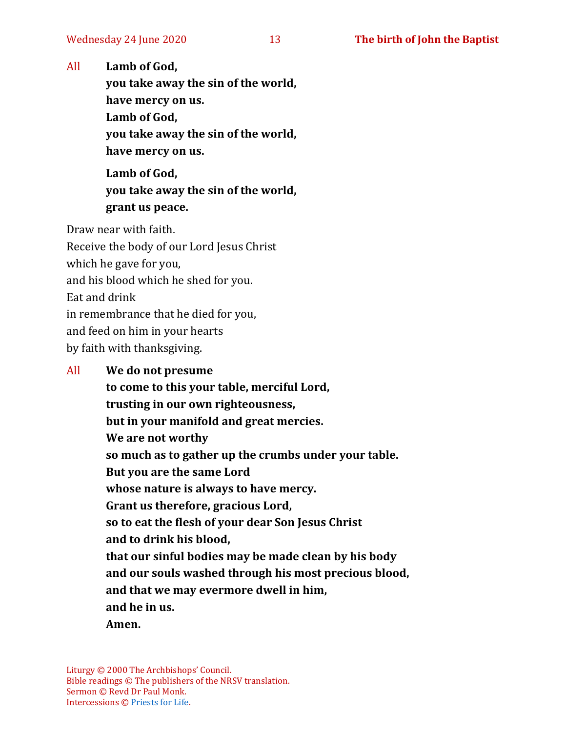All **Lamb of God,**
**you take away the sin of the world,**
**have mercy on us.**
**Lamb of God,**
**you take away the sin of the world,**
**have mercy on us.**

**Lamb of God,**
**you take away the sin of the world,**
**grant us peace.**

Draw near with faith.
Receive the body of our Lord Jesus Christ
which he gave for you,
and his blood which he shed for you.
Eat and drink
in remembrance that he died for you,
and feed on him in your hearts
by faith with thanksgiving.

All **We do not presume**
**to come to this your table, merciful Lord,**
**trusting in our own righteousness,**
**but in your manifold and great mercies.**
**We are not worthy**
**so much as to gather up the crumbs under your table.**
**But you are the same Lord**
**whose nature is always to have mercy.**
**Grant us therefore, gracious Lord,**
**so to eat the flesh of your dear Son Jesus Christ**
**and to drink his blood,**
**that our sinful bodies may be made clean by his body**
**and our souls washed through his most precious blood,**
**and that we may evermore dwell in him,**
**and he in us.**
**Amen.**

Liturgy © 2000 The Archbishops' Council.
Bible readings © The publishers of the NRSV translation.
Sermon © Revd Dr Paul Monk.
Intercessions © Priests for Life.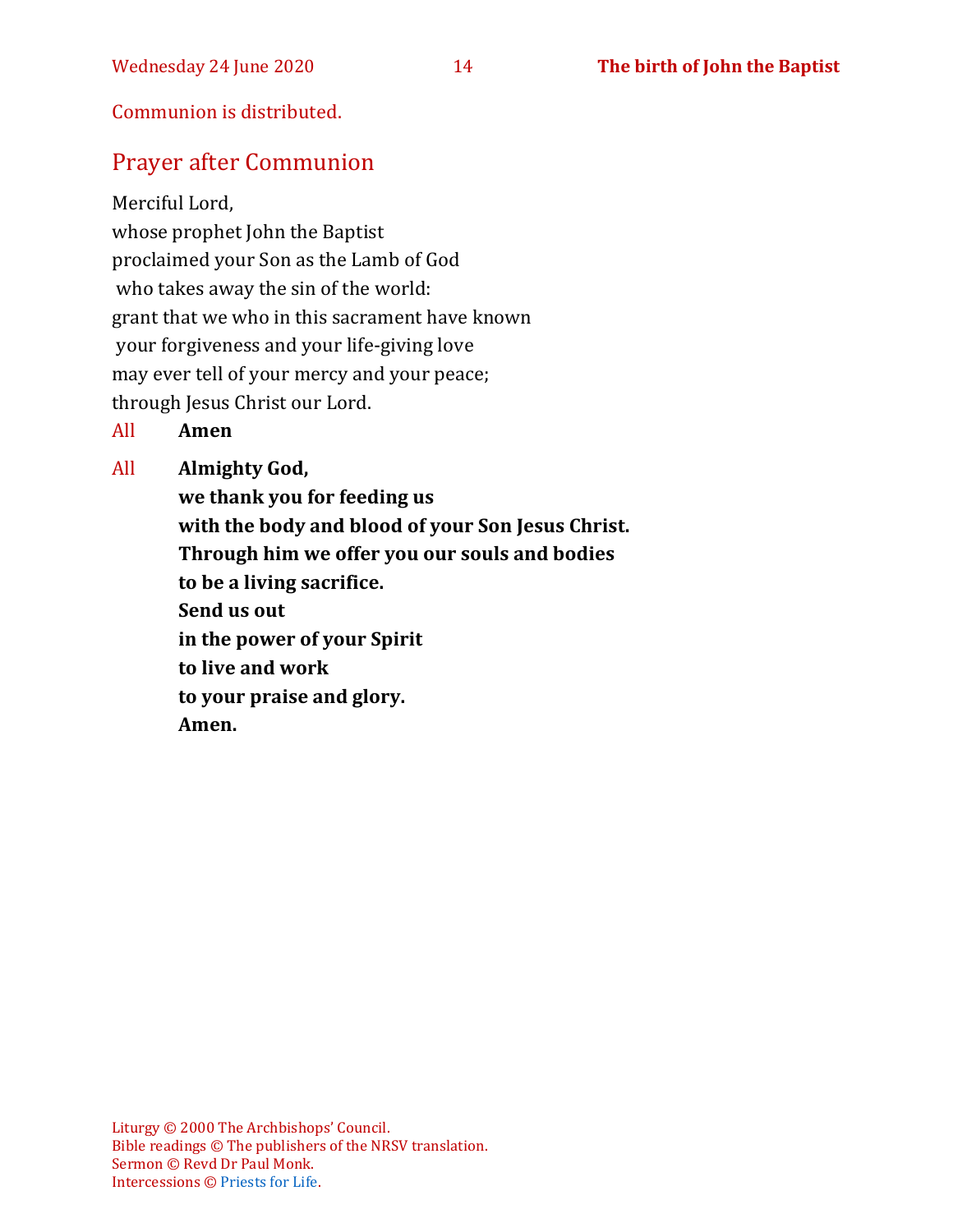Communion is distributed.

## Prayer after Communion

Merciful Lord,
whose prophet John the Baptist
proclaimed your Son as the Lamb of God
who takes away the sin of the world:
grant that we who in this sacrament have known
your forgiveness and your life-giving love
may ever tell of your mercy and your peace;
through Jesus Christ our Lord.

All **Amen**

All **Almighty God,**
**we thank you for feeding us**
**with the body and blood of your Son Jesus Christ.**
**Through him we offer you our souls and bodies**
**to be a living sacrifice.**
**Send us out**
**in the power of your Spirit**
**to live and work**
**to your praise and glory.**
**Amen.**

Liturgy © 2000 The Archbishops' Council.
Bible readings © The publishers of the NRSV translation.
Sermon © Revd Dr Paul Monk.
Intercessions © Priests for Life.